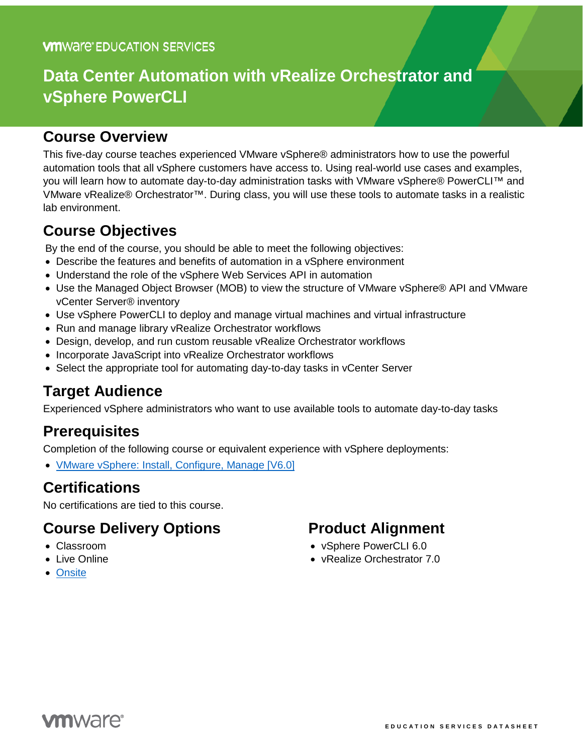VMware EDUCATION SERVICES

# Data Center Automation with vRealize Orchestrator and vSphere PowerCLI

## Course Overview

This five-day course teaches experienced VMware vSphere® administrators how to use the powerful automation tools that all vSphere customers have access to. Using real-world use cases and examples, you will learn how to automate day-to-day administration tasks with VMware vSphere® PowerCLI™ and VMware vRealize® Orchestrator™. During class, you will use these tools to automate tasks in a realistic lab environment.

## Course Objectives

By the end of the course, you should be able to meet the following objectives:

- Describe the features and benefits of automation in a vSphere environment
- Understand the role of the vSphere Web Services API in automation
- Use the Managed Object Browser (MOB) to view the structure of VMware vSphere® API and VMware vCenter Server® inventory
- Use vSphere PowerCLI to deploy and manage virtual machines and virtual infrastructure
- Run and manage library vRealize Orchestrator workflows
- Design, develop, and run custom reusable vRealize Orchestrator workflows
- Incorporate JavaScript into vRealize Orchestrator workflows
- Select the appropriate tool for automating day-to-day tasks in vCenter Server

## Target Audience

Experienced vSphere administrators who want to use available tools to automate day-to-day tasks

## Prerequisites

Completion of the following course or equivalent experience with vSphere deployments:

- VMware vSphere: Install, Configure, Manage [V6.0]

## Certifications

No certifications are tied to this course.

## Course Delivery Options

- Classroom
- Live Online
- Onsite

## Product Alignment

- vSphere PowerCLI 6.0
- vRealize Orchestrator 7.0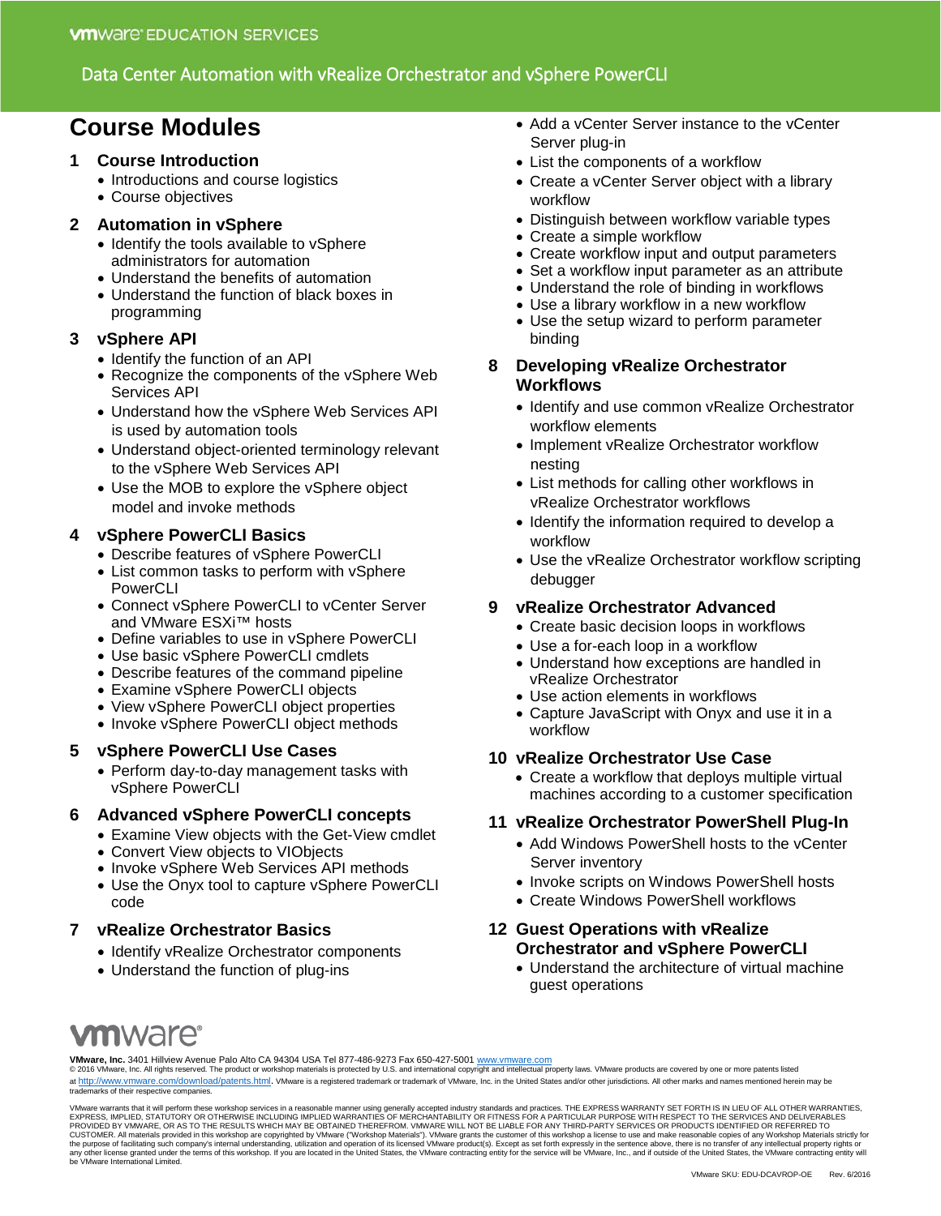# Course Modules

## 1 Course Introduction

- Introductions and course logistics
- Course objectives

## 2 Automation in vSphere

- Identify the tools available to vSphere administrators for automation
- Understand the benefits of automation
- Understand the function of black boxes in programming

## 3 vSphere API

- Identify the function of an API
- Recognize the components of the vSphere Web Services API
- Understand how the vSphere Web Services API is used by automation tools
- Understand object-oriented terminology relevant to the vSphere Web Services API
- Use the MOB to explore the vSphere object model and invoke methods

## 4 vSphere PowerCLI Basics

- Describe features of vSphere PowerCLI
- List common tasks to perform with vSphere PowerCLI
- Connect vSphere PowerCLI to vCenter Server and VMware ESXi™ hosts
- Define variables to use in vSphere PowerCLI
- Use basic vSphere PowerCLI cmdlets
- Describe features of the command pipeline
- Examine vSphere PowerCLI objects
- View vSphere PowerCLI object properties
- Invoke vSphere PowerCLI object methods

## 5 vSphere PowerCLI Use Cases

- Perform day-to-day management tasks with vSphere PowerCLI

## 6 Advanced vSphere PowerCLI concepts

- Examine View objects with the Get-View cmdlet
- Convert View objects to VIObjects
- Invoke vSphere Web Services API methods
- Use the Onyx tool to capture vSphere PowerCLI code

## 7 vRealize Orchestrator Basics

- Identify vRealize Orchestrator components
- Understand the function of plug-ins
- Add a vCenter Server instance to the vCenter Server plug-in
- List the components of a workflow
- Create a vCenter Server object with a library workflow
- Distinguish between workflow variable types
- Create a simple workflow
- Create workflow input and output parameters
- Set a workflow input parameter as an attribute
- Understand the role of binding in workflows
- Use a library workflow in a new workflow
- Use the setup wizard to perform parameter binding

## 8 Developing vRealize Orchestrator Workflows

- Identify and use common vRealize Orchestrator workflow elements
- Implement vRealize Orchestrator workflow nesting
- List methods for calling other workflows in vRealize Orchestrator workflows
- Identify the information required to develop a workflow
- Use the vRealize Orchestrator workflow scripting debugger

## 9 vRealize Orchestrator Advanced

- Create basic decision loops in workflows
- Use a for-each loop in a workflow
- Understand how exceptions are handled in vRealize Orchestrator
- Use action elements in workflows
- Capture JavaScript with Onyx and use it in a workflow

## 10 vRealize Orchestrator Use Case

- Create a workflow that deploys multiple virtual machines according to a customer specification

## 11 vRealize Orchestrator PowerShell Plug-In

- Add Windows PowerShell hosts to the vCenter Server inventory
- Invoke scripts on Windows PowerShell hosts
- Create Windows PowerShell workflows

## 12 Guest Operations with vRealize Orchestrator and vSphere PowerCLI

- Understand the architecture of virtual machine guest operations

**VMware, Inc.** 3401 Hillview Avenue Palo Alto CA 94304 USA Tel 877-486-9273 Fax 650-427-5001 www.vmware.com
© 2016 VMware, Inc. All rights reserved. The product or workshop materials is protected by U.S. and international copyright and intellectual property laws. VMware products are covered by one or more patents listed at http://www.vmware.com/download/patents.html. VMware is a registered trademark or trademark of VMware, Inc. in the United States and/or other jurisdictions. All other marks and names mentioned herein may be trademarks of their respective companies.

VMware warrants that it will perform these workshop services in a reasonable manner using generally accepted industry standards and practices. THE EXPRESS WARRANTY SET FORTH IS IN LIEU OF ALL OTHER WARRANTIES, EXPRESS, IMPLIED, STATUTORY OR OTHERWISE INCLUDING IMPLIED WARRANTIES OF MERCHANTABILITY OR FITNESS FOR A PARTICULAR PURPOSE WITH RESPECT TO THE SERVICES AND DELIVERABLES PROVIDED BY VMWARE, OR AS TO THE RESULTS WHICH MAY BE OBTAINED THEREFROM. VMWARE WILL NOT BE LIABLE FOR ANY THIRD-PARTY SERVICES OR PRODUCTS IDENTIFIED OR REFERRED TO CUSTOMER. All materials provided in this workshop are copyrighted by VMware ("Workshop Materials"). VMware grants the customer of this workshop a license to use and make reasonable copies of any Workshop Materials strictly for the purpose of facilitating such company's internal understanding, utilization and operation of its licensed VMware product(s). Except as set forth expressly in the sentence above, there is no transfer of any intellectual property rights or any other license granted under the terms of this workshop. If you are located in the United States, the VMware contracting entity for the service will be VMware, Inc., and if outside of the United States, the VMware contracting entity will be VMware International Limited.

VMware SKU: EDU-DCAVROP-OE Rev. 6/2016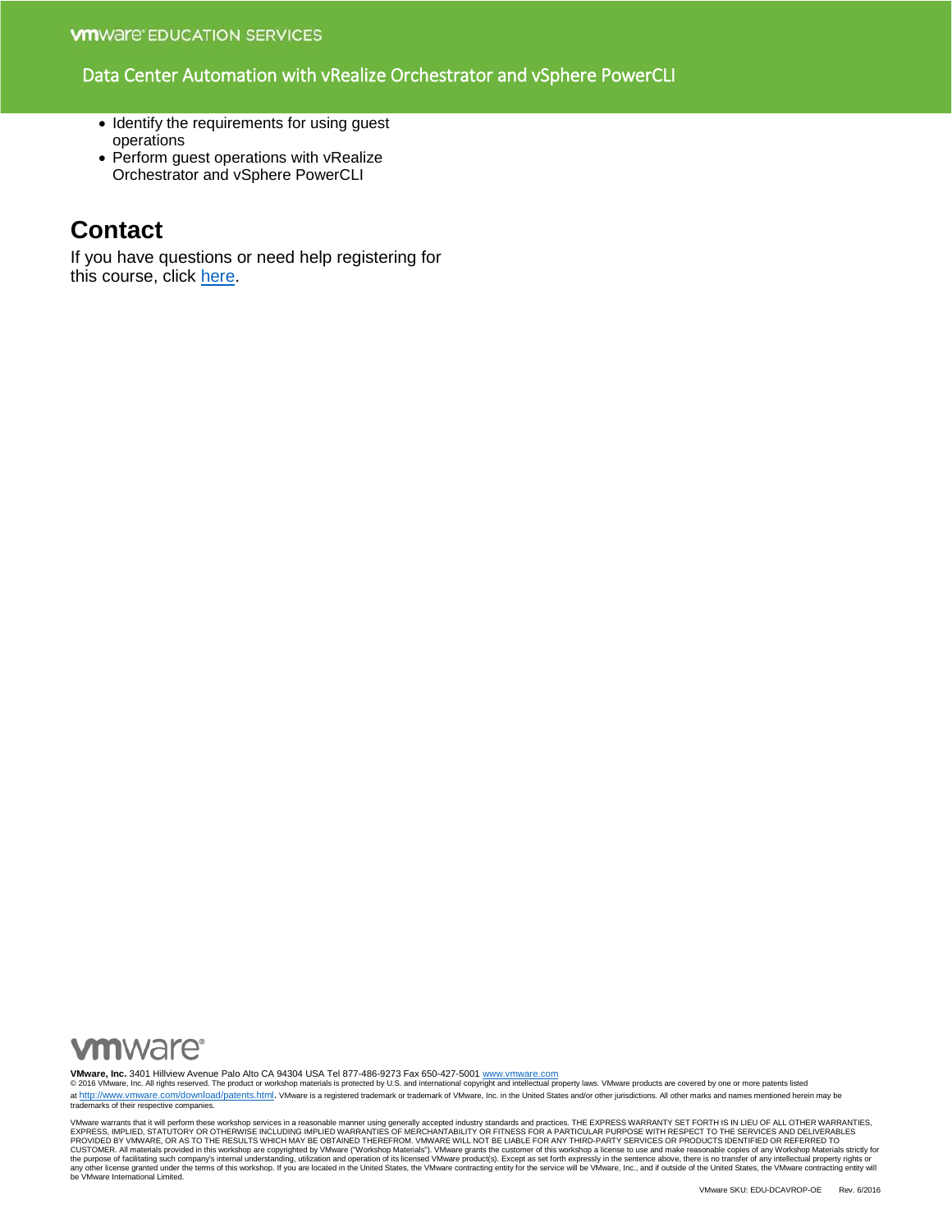- Identify the requirements for using guest operations
- Perform guest operations with vRealize Orchestrator and vSphere PowerCLI

## Contact

If you have questions or need help registering for this course, click here.

**VMware, Inc.** 3401 Hillview Avenue Palo Alto CA 94304 USA Tel 877-486-9273 Fax 650-427-5001 www.vmware.com
© 2016 VMware, Inc. All rights reserved. The product or workshop materials is protected by U.S. and international copyright and intellectual property laws. VMware products are covered by one or more patents listed at http://www.vmware.com/download/patents.html. VMware is a registered trademark or trademark of VMware, Inc. in the United States and/or other jurisdictions. All other marks and names mentioned herein may be trademarks of their respective companies.

VMware warrants that it will perform these workshop services in a reasonable manner using generally accepted industry standards and practices. THE EXPRESS WARRANTY SET FORTH IS IN LIEU OF ALL OTHER WARRANTIES, EXPRESS, IMPLIED, STATUTORY OR OTHERWISE INCLUDING IMPLIED WARRANTIES OF MERCHANTABILITY OR FITNESS FOR A PARTICULAR PURPOSE WITH RESPECT TO THE SERVICES AND DELIVERABLES PROVIDED BY VMWARE, OR AS TO THE RESULTS WHICH MAY BE OBTAINED THEREFROM. VMWARE WILL NOT BE LIABLE FOR ANY THIRD-PARTY SERVICES OR PRODUCTS IDENTIFIED OR REFERRED TO CUSTOMER. All materials provided in this workshop are copyrighted by VMware ("Workshop Materials"). VMware grants the customer of this workshop a license to use and make reasonable copies of any Workshop Materials strictly for the purpose of facilitating such company's internal understanding, utilization and operation of its licensed VMware product(s). Except as set forth expressly in the sentence above, there is no transfer of any intellectual property rights or any other license granted under the terms of this workshop. If you are located in the United States, the VMware contracting entity for the service will be VMware, Inc., and if outside of the United States, the VMware contracting entity will be VMware International Limited.

VMware SKU: EDU-DCAVROP-OE Rev. 6/2016